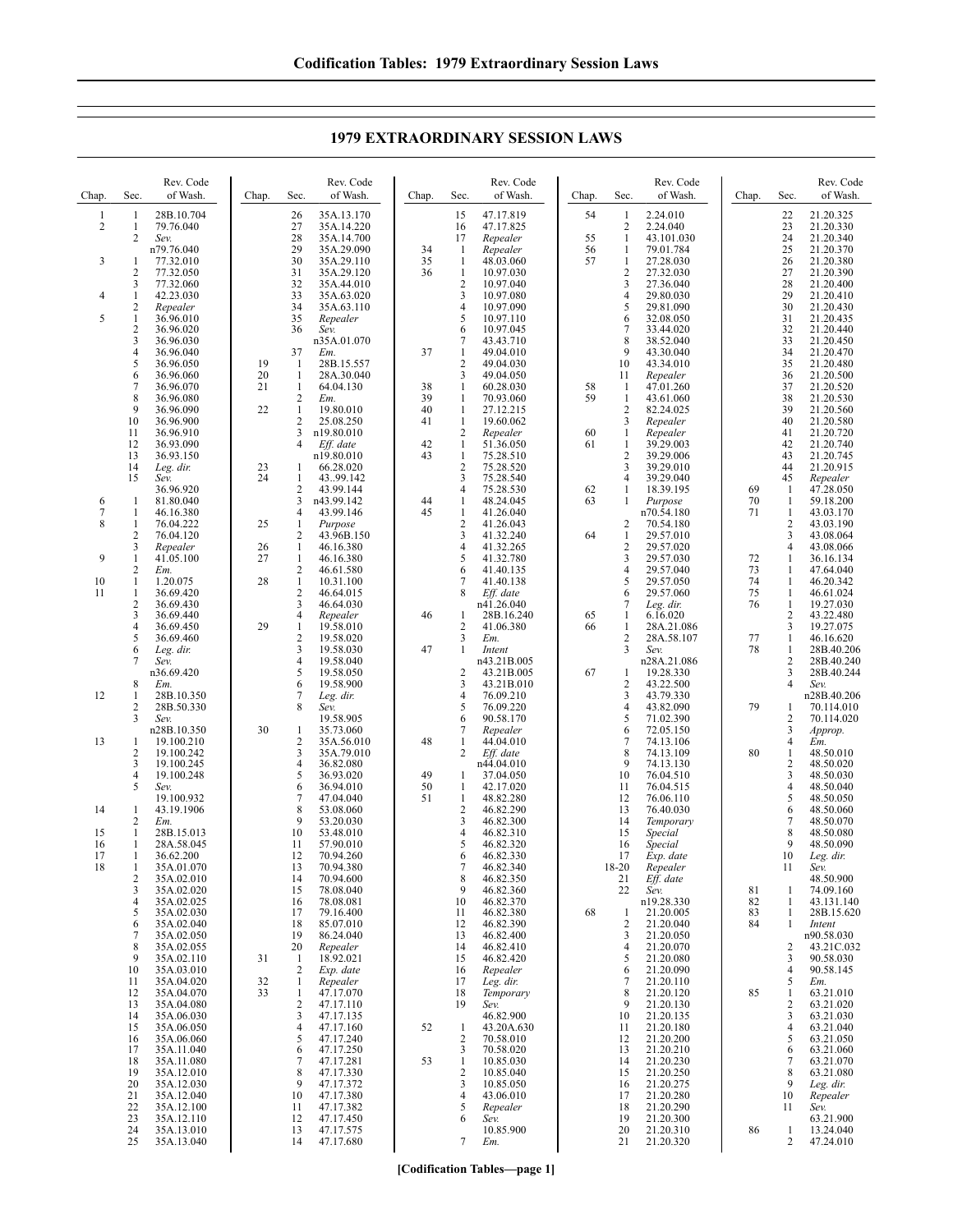# 1979 EXTRAORDINARY SESSION LAWS

| Chap. | Sec. | Rev. Code of Wash. |
|---|---|---|
| 1 | 1 | 28B.10.704 |
| 2 | 1 | 79.76.040 |
| | 2 | *Sev.* n79.76.040 |
| 3 | 1 | 77.32.010 |
| | 2 | 77.32.050 |
| | 3 | 77.32.060 |
| 4 | 1 | 42.23.030 |
| | 2 | *Repealer* |
| 5 | 1 | 36.96.010 |
| | 2 | 36.96.020 |
| | 3 | 36.96.030 |
| | 4 | 36.96.040 |
| | 5 | 36.96.050 |
| | 6 | 36.96.060 |
| | 7 | 36.96.070 |
| | 8 | 36.96.080 |
| | 9 | 36.96.090 |
| | 10 | 36.96.900 |
| | 11 | 36.96.910 |
| | 12 | 36.93.090 |
| | 13 | 36.93.150 |
| | 14 | *Leg. dir.* |
| | 15 | *Sev.* 36.96.920 |
| 6 | 1 | 81.80.040 |
| 7 | 1 | 46.16.380 |
| 8 | 1 | 76.04.222 |
| | 2 | 76.04.120 |
| | 3 | *Repealer* |
| 9 | 1 | 41.05.100 |
| | 2 | *Em.* |
| 10 | 1 | 1.20.075 |
| 11 | 1 | 36.69.420 |
| | 2 | 36.69.430 |
| | 3 | 36.69.440 |
| | 4 | 36.69.450 |
| | 5 | 36.69.460 |
| | 6 | *Leg. dir.* |
| | 7 | *Sev.* n36.69.420 |
| | 8 | *Em.* |
| 12 | 1 | 28B.10.350 |
| | 2 | 28B.50.330 |
| | 3 | *Sev.* n28B.10.350 |
| 13 | 1 | 19.100.210 |
| | 2 | 19.100.242 |
| | 3 | 19.100.245 |
| | 4 | 19.100.248 |
| | 5 | *Sev.* 19.100.932 |
| 14 | 1 | 43.19.1906 |
| | 2 | *Em.* |
| 15 | 1 | 28B.15.013 |
| 16 | 1 | 28A.58.045 |
| 17 | 1 | 36.62.200 |
| 18 | 1 | 35A.01.070 |
| | 2 | 35A.02.010 |
| | 3 | 35A.02.020 |
| | 4 | 35A.02.025 |
| | 5 | 35A.02.030 |
| | 6 | 35A.02.040 |
| | 7 | 35A.02.050 |
| | 8 | 35A.02.055 |
| | 9 | 35A.02.110 |
| | 10 | 35A.03.010 |
| | 11 | 35A.04.020 |
| | 12 | 35A.04.070 |
| | 13 | 35A.04.080 |
| | 14 | 35A.06.030 |
| | 15 | 35A.06.050 |
| | 16 | 35A.06.060 |
| | 17 | 35A.11.040 |
| | 18 | 35A.11.080 |
| | 19 | 35A.12.010 |
| | 20 | 35A.12.030 |
| | 21 | 35A.12.040 |
| | 22 | 35A.12.100 |
| | 23 | 35A.12.110 |
| | 24 | 35A.13.010 |
| | 25 | 35A.13.040 |
| | 26 | 35A.13.170 |
| | 27 | 35A.14.220 |
| | 28 | 35A.14.700 |
| | 29 | 35A.29.090 |
| | 30 | 35A.29.110 |
| | 31 | 35A.29.120 |
| | 32 | 35A.44.010 |
| | 33 | 35A.63.020 |
| | 34 | 35A.63.110 |
| | 35 | *Repealer* |
| | 36 | *Sev.* n35A.01.070 |
| | 37 | *Em.* |
| 19 | 1 | 28B.15.557 |
| 20 | 1 | 28A.30.040 |
| 21 | 1 | 64.04.130 |
| | 2 | *Em.* |
| 22 | 1 | 19.80.010 |
| | 2 | 25.08.250 |
| | 3 | n19.80.010 |
| | 4 | *Eff. date* n19.80.010 |
| 23 | 1 | 66.28.020 |
| 24 | 1 | 43..99.142 |
| | 2 | 43.99.144 |
| | 3 | n43.99.142 |
| | 4 | 43.99.146 |
| 25 | 1 | *Purpose* |
| | 2 | 43.96B.150 |
| 26 | 1 | 46.16.380 |
| 27 | 1 | 46.16.380 |
| | 2 | 46.61.580 |
| 28 | 1 | 10.31.100 |
| | 2 | 46.64.015 |
| | 3 | 46.64.030 |
| | 4 | *Repealer* |
| 29 | 1 | 19.58.010 |
| | 2 | 19.58.020 |
| | 3 | 19.58.030 |
| | 4 | 19.58.040 |
| | 5 | 19.58.050 |
| | 6 | 19.58.900 |
| | 7 | *Leg. dir.* |
| | 8 | *Sev.* 19.58.905 |
| 30 | 1 | 35.73.060 |
| | 2 | 35A.56.010 |
| | 3 | 35A.79.010 |
| | 4 | 36.82.080 |
| | 5 | 36.93.020 |
| | 6 | 36.94.010 |
| | 7 | 47.04.040 |
| | 8 | 53.08.060 |
| | 9 | 53.20.030 |
| | 10 | 53.48.010 |
| | 11 | 57.90.010 |
| | 12 | 70.94.260 |
| | 13 | 70.94.380 |
| | 14 | 70.94.600 |
| | 15 | 78.08.040 |
| | 16 | 78.08.081 |
| | 17 | 79.16.400 |
| | 18 | 85.07.010 |
| | 19 | 86.24.040 |
| | 20 | *Repealer* |
| 31 | 1 | 18.92.021 |
| | 2 | *Exp. date* |
| 32 | 1 | *Repealer* |
| 33 | 1 | 47.17.070 |
| | 2 | 47.17.110 |
| | 3 | 47.17.135 |
| | 4 | 47.17.160 |
| | 5 | 47.17.240 |
| | 6 | 47.17.250 |
| | 7 | 47.17.281 |
| | 8 | 47.17.330 |
| | 9 | 47.17.372 |
| | 10 | 47.17.380 |
| | 11 | 47.17.382 |
| | 12 | 47.17.450 |
| | 13 | 47.17.575 |
| | 14 | 47.17.680 |
| | 15 | 47.17.819 |
| | 16 | 47.17.825 |
| | 17 | *Repealer* |
| 34 | 1 | *Repealer* |
| 35 | 1 | 48.03.060 |
| 36 | 1 | 10.97.030 |
| | 2 | 10.97.040 |
| | 3 | 10.97.080 |
| | 4 | 10.97.090 |
| | 5 | 10.97.110 |
| | 6 | 10.97.045 |
| | 7 | 43.43.710 |
| 37 | 1 | 49.04.010 |
| | 2 | 49.04.030 |
| | 3 | 49.04.050 |
| 38 | 1 | 60.28.030 |
| 39 | 1 | 70.93.060 |
| 40 | 1 | 27.12.215 |
| 41 | 1 | 19.60.062 |
| | 2 | *Repealer* |
| 42 | 1 | 51.36.050 |
| 43 | 1 | 75.28.510 |
| | 2 | 75.28.520 |
| | 3 | 75.28.540 |
| | 4 | 75.28.530 |
| 44 | 1 | 48.24.045 |
| 45 | 1 | 41.26.040 |
| | 2 | 41.26.043 |
| | 3 | 41.32.240 |
| | 4 | 41.32.265 |
| | 5 | 41.32.780 |
| | 6 | 41.40.135 |
| | 7 | 41.40.138 |
| | 8 | *Eff. date* n41.26.040 |
| 46 | 1 | 28B.16.240 |
| | 2 | 41.06.380 |
| | 3 | *Em.* |
| 47 | 1 | *Intent* n43.21B.005 |
| | 2 | 43.21B.005 |
| | 3 | 43.21B.010 |
| | 4 | 76.09.210 |
| | 5 | 76.09.220 |
| | 6 | 90.58.170 |
| | 7 | *Repealer* |
| 48 | 1 | 44.04.010 |
| | 2 | *Eff. date* n44.04.010 |
| 49 | 1 | 37.04.050 |
| 50 | 1 | 42.17.020 |
| 51 | 1 | 48.82.280 |
| | 2 | 46.82.290 |
| | 3 | 46.82.300 |
| | 4 | 46.82.310 |
| | 5 | 46.82.320 |
| | 6 | 46.82.330 |
| | 7 | 46.82.340 |
| | 8 | 46.82.350 |
| | 9 | 46.82.360 |
| | 10 | 46.82.370 |
| | 11 | 46.82.380 |
| | 12 | 46.82.390 |
| | 13 | 46.82.400 |
| | 14 | 46.82.410 |
| | 15 | 46.82.420 |
| | 16 | *Repealer* |
| | 17 | *Leg. dir.* |
| | 18 | *Temporary* |
| | 19 | *Sev.* 46.82.900 |
| 52 | 1 | 43.20A.630 |
| | 2 | 70.58.010 |
| | 3 | 70.58.020 |
| 53 | 1 | 10.85.030 |
| | 2 | 10.85.040 |
| | 3 | 10.85.050 |
| | 4 | 43.06.010 |
| | 5 | *Repealer* |
| | 6 | *Sev.* 10.85.900 |
| | 7 | *Em.* |
| 54 | 1 | 2.24.010 |
| | 2 | 2.24.040 |
| 55 | 1 | 43.101.030 |
| 56 | 1 | 79.01.784 |
| 57 | 1 | 27.28.030 |
| | 2 | 27.32.030 |
| | 3 | 27.36.040 |
| | 4 | 29.80.030 |
| | 5 | 29.81.090 |
| | 6 | 32.08.050 |
| | 7 | 33.44.020 |
| | 8 | 38.52.040 |
| | 9 | 43.30.040 |
| | 10 | 43.34.010 |
| | 11 | *Repealer* |
| 58 | 1 | 47.01.260 |
| 59 | 1 | 43.61.060 |
| | 2 | 82.24.025 |
| | 3 | *Repealer* |
| 60 | 1 | *Repealer* |
| 61 | 1 | 39.29.003 |
| | 2 | 39.29.006 |
| | 3 | 39.29.010 |
| | 4 | 39.29.040 |
| 62 | 1 | 18.39.195 |
| 63 | 1 | *Purpose* n70.54.180 |
| | 2 | 70.54.180 |
| 64 | 1 | 29.57.010 |
| | 2 | 29.57.020 |
| | 3 | 29.57.030 |
| | 4 | 29.57.040 |
| | 5 | 29.57.050 |
| | 6 | 29.57.060 |
| | 7 | *Leg. dir.* |
| 65 | 1 | 6.16.020 |
| 66 | 1 | 28A.21.086 |
| | 2 | 28A.58.107 |
| | 3 | *Sev.* n28A.21.086 |
| 67 | 1 | 19.28.330 |
| | 2 | 43.22.500 |
| | 3 | 43.79.330 |
| | 4 | 43.82.090 |
| | 5 | 71.02.390 |
| | 6 | 72.05.150 |
| | 7 | 74.13.106 |
| | 8 | 74.13.109 |
| | 9 | 74.13.130 |
| | 10 | 76.04.510 |
| | 11 | 76.04.515 |
| | 12 | 76.06.110 |
| | 13 | 76.40.030 |
| | 14 | *Temporary* |
| | 15 | *Special* |
| | 16 | *Special* |
| | 17 | *Exp. date* |
| | 18-20 | *Repealer* |
| | 21 | *Eff. date* |
| | 22 | *Sev.* n19.28.330 |
| 68 | 1 | 21.20.005 |
| | 2 | 21.20.040 |
| | 3 | 21.20.050 |
| | 4 | 21.20.070 |
| | 5 | 21.20.080 |
| | 6 | 21.20.090 |
| | 7 | 21.20.110 |
| | 8 | 21.20.120 |
| | 9 | 21.20.130 |
| | 10 | 21.20.135 |
| | 11 | 21.20.180 |
| | 12 | 21.20.200 |
| | 13 | 21.20.210 |
| | 14 | 21.20.230 |
| | 15 | 21.20.250 |
| | 16 | 21.20.275 |
| | 17 | 21.20.280 |
| | 18 | 21.20.290 |
| | 19 | 21.20.300 |
| | 20 | 21.20.310 |
| | 21 | 21.20.320 |
| | 22 | 21.20.325 |
| | 23 | 21.20.330 |
| | 24 | 21.20.340 |
| | 25 | 21.20.370 |
| | 26 | 21.20.380 |
| | 27 | 21.20.390 |
| | 28 | 21.20.400 |
| | 29 | 21.20.410 |
| | 30 | 21.20.430 |
| | 31 | 21.20.435 |
| | 32 | 21.20.440 |
| | 33 | 21.20.450 |
| | 34 | 21.20.470 |
| | 35 | 21.20.480 |
| | 36 | 21.20.500 |
| | 37 | 21.20.520 |
| | 38 | 21.20.530 |
| | 39 | 21.20.560 |
| | 40 | 21.20.580 |
| | 41 | 21.20.720 |
| | 42 | 21.20.740 |
| | 43 | 21.20.745 |
| | 44 | 21.20.915 |
| | 45 | *Repealer* |
| 69 | 1 | 47.28.050 |
| 70 | 1 | 59.18.200 |
| 71 | 1 | 43.03.170 |
| | 2 | 43.03.190 |
| | 3 | 43.08.064 |
| | 4 | 43.08.066 |
| 72 | 1 | 36.16.134 |
| 73 | 1 | 47.64.040 |
| 74 | 1 | 46.20.342 |
| 75 | 1 | 46.61.024 |
| 76 | 1 | 19.27.030 |
| | 2 | 43.22.480 |
| | 3 | 19.27.075 |
| 77 | 1 | 46.16.620 |
| 78 | 1 | 28B.40.206 |
| | 2 | 28B.40.240 |
| | 3 | 28B.40.244 |
| | 4 | *Sev.* n28B.40.206 |
| 79 | 1 | 70.114.010 |
| | 2 | 70.114.020 |
| | 3 | *Approp.* |
| | 4 | *Em.* |
| 80 | 1 | 48.50.010 |
| | 2 | 48.50.020 |
| | 3 | 48.50.030 |
| | 4 | 48.50.040 |
| | 5 | 48.50.050 |
| | 6 | 48.50.060 |
| | 7 | 48.50.070 |
| | 8 | 48.50.080 |
| | 9 | 48.50.090 |
| | 10 | *Leg. dir.* |
| | 11 | *Sev.* 48.50.900 |
| 81 | 1 | 74.09.160 |
| 82 | 1 | 43.131.140 |
| 83 | 1 | 28B.15.620 |
| 84 | 1 | *Intent* n90.58.030 |
| | 2 | 43.21C.032 |
| | 3 | 90.58.030 |
| | 4 | 90.58.145 |
| | 5 | *Em.* |
| 85 | 1 | 63.21.010 |
| | 2 | 63.21.020 |
| | 3 | 63.21.030 |
| | 4 | 63.21.040 |
| | 5 | 63.21.050 |
| | 6 | 63.21.060 |
| | 7 | 63.21.070 |
| | 8 | 63.21.080 |
| | 9 | *Leg. dir.* |
| | 10 | *Repealer* |
| | 11 | *Sev.* 63.21.900 |
| 86 | 1 | 13.24.040 |
| | 2 | 47.24.010 |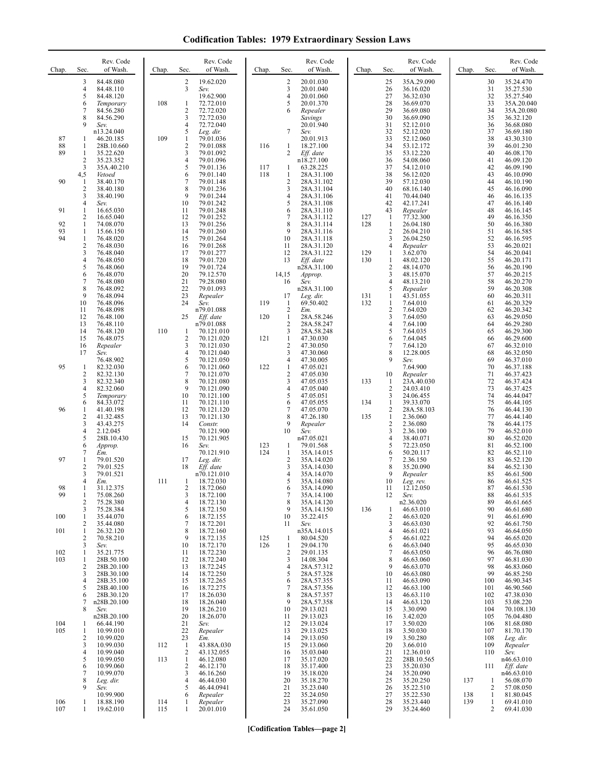# Codification Tables: 1979 Extraordinary Session Laws

| Chap. | Sec. | Rev. Code of Wash. |
|---|---|---|
| | 3 | 84.48.080 |
| | 4 | 84.48.110 |
| | 5 | 84.48.120 |
| | 6 | *Temporary* |
| | 7 | 84.56.280 |
| | 8 | 84.56.290 |
| | 9 | *Sev.* n13.24.040 |
| 87 | 1 | 46.20.185 |
| 88 | 1 | 28B.10.660 |
| 89 | 1 | 35.22.620 |
| | 2 | 35.23.352 |
| | 3 | 35A.40.210 |
| | 4,5 | *Vetoed* |
| 90 | 1 | 38.40.170 |
| | 2 | 38.40.180 |
| | 3 | 38.40.190 |
| | 4 | *Sev.* |
| 91 | 1 | 16.65.030 |
| | 2 | 16.65.040 |
| 92 | 1 | 74.08.070 |
| 93 | 1 | 15.66.150 |
| 94 | 1 | 76.48.020 |
| | 2 | 76.48.030 |
| | 3 | 76.48.040 |
| | 4 | 76.48.050 |
| | 5 | 76.48.060 |
| | 6 | 76.48.070 |
| | 7 | 76.48.080 |
| | 8 | 76.48.092 |
| | 9 | 76.48.094 |
| | 10 | 76.48.096 |
| | 11 | 76.48.098 |
| | 12 | 76.48.100 |
| | 13 | 76.48.110 |
| | 14 | 76.48.120 |
| | 15 | 76.48.075 |
| | 16 | *Repealer* |
| | 17 | *Sev.* 76.48.902 |
| 95 | 1 | 82.32.030 |
| | 2 | 82.32.130 |
| | 3 | 82.32.340 |
| | 4 | 82.32.060 |
| | 5 | *Temporary* |
| | 6 | 84.33.072 |
| 96 | 1 | 41.40.198 |
| | 2 | 41.32.485 |
| | 3 | 43.43.275 |
| | 4 | 2.12.045 |
| | 5 | 28B.10.430 |
| | 6 | *Approp.* |
| | 7 | *Em.* |
| 97 | 1 | 79.01.520 |
| | 2 | 79.01.525 |
| | 3 | 79.01.521 |
| | 4 | *Em.* |
| 98 | 1 | 31.12.375 |
| 99 | 1 | 75.08.260 |
| | 2 | 75.28.380 |
| | 3 | 75.28.384 |
| 100 | 1 | 35.44.070 |
| | 2 | 35.44.080 |
| 101 | 1 | 26.32.120 |
| | 2 | 70.58.210 |
| | 3 | *Sev.* |
| 102 | 1 | 35.21.775 |
| 103 | 1 | 28B.50.100 |
| | 2 | 28B.20.100 |
| | 3 | 28B.30.100 |
| | 4 | 28B.35.100 |
| | 5 | 28B.40.100 |
| | 6 | 28B.30.120 |
| | 7 | n28B.20.100 |
| | 8 | *Sev.* n28B.20.100 |
| 104 | 1 | 66.44.190 |
| 105 | 1 | 10.99.010 |
| | 2 | 10.99.020 |
| | 3 | 10.99.030 |
| | 4 | 10.99.040 |
| | 5 | 10.99.050 |
| | 6 | 10.99.060 |
| | 7 | 10.99.070 |
| | 8 | *Leg. dir.* |
| | 9 | *Sev.* 10.99.900 |
| 106 | 1 | 18.88.190 |
| 107 | 1 | 19.62.010 |
| | 2 | 19.62.020 |
| | 3 | *Sev.* 19.62.900 |
| 108 | 1 | 72.72.010 |
| | 2 | 72.72.020 |
| | 3 | 72.72.030 |
| | 4 | 72.72.040 |
| | 5 | *Leg. dir.* |
| 109 | 1 | 79.01.036 |
| | 2 | 79.01.088 |
| | 3 | 79.01.092 |
| | 4 | 79.01.096 |
| | 5 | 79.01.136 |
| | 6 | 79.01.140 |
| | 7 | 79.01.148 |
| | 8 | 79.01.236 |
| | 9 | 79.01.244 |
| | 10 | 79.01.242 |
| | 11 | 79.01.248 |
| | 12 | 79.01.252 |
| | 13 | 79.01.256 |
| | 14 | 79.01.260 |
| | 15 | 79.01.264 |
| | 16 | 79.01.268 |
| | 17 | 79.01.277 |
| | 18 | 79.01.720 |
| | 19 | 79.01.724 |
| | 20 | 79.12.570 |
| | 21 | 79.28.080 |
| | 22 | 79.01.093 |
| | 23 | *Repealer* |
| | 24 | *Sev.* n79.01.088 |
| | 25 | *Eff. date* n79.01.088 |
| 110 | 1 | 70.121.010 |
| | 2 | 70.121.020 |
| | 3 | 70.121.030 |
| | 4 | 70.121.040 |
| | 5 | 70.121.050 |
| | 6 | 70.121.060 |
| | 7 | 70.121.070 |
| | 8 | 70.121.080 |
| | 9 | 70.121.090 |
| | 10 | 70.121.100 |
| | 11 | 70.121.110 |
| | 12 | 70.121.120 |
| | 13 | 70.121.130 |
| | 14 | *Constr.* 70.121.900 |
| | 15 | 70.121.905 |
| | 16 | *Sev.* 70.121.910 |
| | 17 | *Leg. dir.* |
| | 18 | *Eff. date* n70.121.010 |
| 111 | 1 | 18.72.030 |
| | 2 | 18.72.060 |
| | 3 | 18.72.100 |
| | 4 | 18.72.130 |
| | 5 | 18.72.150 |
| | 6 | 18.72.155 |
| | 7 | 18.72.201 |
| | 8 | 18.72.160 |
| | 9 | 18.72.135 |
| | 10 | 18.72.170 |
| | 11 | 18.72.230 |
| | 12 | 18.72.240 |
| | 13 | 18.72.245 |
| | 14 | 18.72.250 |
| | 15 | 18.72.265 |
| | 16 | 18.72.275 |
| | 17 | 18.26.030 |
| | 18 | 18.26.040 |
| | 19 | 18.26.210 |
| | 20 | 18.26.070 |
| | 21 | *Sev.* |
| | 22 | *Repealer* |
| | 23 | *Em.* |
| 112 | 1 | 43.88A.030 |
| | 2 | 43.132.055 |
| 113 | 1 | 46.12.080 |
| | 2 | 46.12.170 |
| | 3 | 46.16.260 |
| | 4 | 46.44.030 |
| | 5 | 46.44.0941 |
| | 6 | *Repealer* |
| 114 | 1 | *Repealer* |
| 115 | 1 | 20.01.010 |
| | 2 | 20.01.030 |
| | 3 | 20.01.040 |
| | 4 | 20.01.060 |
| | 5 | 20.01.370 |
| | 6 | *Repealer Savings* 20.01.940 |
| | 7 | *Sev.* 20.01.913 |
| 116 | 1 | 18.27.100 |
| | 2 | *Eff. date* n18.27.100 |
| 117 | 1 | 63.28.225 |
| 118 | 1 | 28A.31.100 |
| | 2 | 28A.31.102 |
| | 3 | 28A.31.104 |
| | 4 | 28A.31.106 |
| | 5 | 28A.31.108 |
| | 6 | 28A.31.110 |
| | 7 | 28A.31.112 |
| | 8 | 28A.31.114 |
| | 9 | 28A.31.116 |
| | 10 | 28A.31.118 |
| | 11 | 28A.31.120 |
| | 12 | 28A.31.122 |
| | 13 | *Eff. date* n28A.31.100 |
| | 14,15 | *Approp.* |
| | 16 | *Sev.* n28A.31.100 |
| | 17 | *Leg. dir.* |
| 119 | 1 | 69.50.402 |
| | 2 | *Em.* |
| 120 | 1 | 28A.58.246 |
| | 2 | 28A.58.247 |
| | 3 | 28A.58.248 |
| 121 | 1 | 47.30.030 |
| | 2 | 47.30.050 |
| | 3 | 47.30.060 |
| | 4 | 47.30.005 |
| 122 | 1 | 47.05.021 |
| | 2 | 47.05.030 |
| | 3 | 47.05.035 |
| | 4 | 47.05.040 |
| | 5 | 47.05.051 |
| | 6 | 47.05.055 |
| | 7 | 47.05.070 |
| | 8 | 47.26.180 |
| | 9 | *Repealer* |
| | 10 | *Sev.* n47.05.021 |
| 123 | 1 | 79.01.568 |
| 124 | 1 | 35A.14.015 |
| | 2 | 35A.14.020 |
| | 3 | 35A.14.030 |
| | 4 | 35A.14.070 |
| | 5 | 35A.14.080 |
| | 6 | 35A.14.090 |
| | 7 | 35A.14.100 |
| | 8 | 35A.14.120 |
| | 9 | 35A.14.150 |
| | 10 | 35.22.415 |
| | 11 | *Sev.* n35A.14.015 |
| 125 | 1 | 80.04.520 |
| 126 | 1 | 29.04.170 |
| | 2 | 29.01.135 |
| | 3 | 14.08.304 |
| | 4 | 28A.57.312 |
| | 5 | 28A.57.328 |
| | 6 | 28A.57.355 |
| | 7 | 28A.57.356 |
| | 8 | 28A.57.357 |
| | 9 | 28A.57.358 |
| | 10 | 29.13.021 |
| | 11 | 29.13.023 |
| | 12 | 29.13.024 |
| | 13 | 29.13.025 |
| | 14 | 29.13.050 |
| | 15 | 29.13.060 |
| | 16 | 35.03.040 |
| | 17 | 35.17.020 |
| | 18 | 35.17.400 |
| | 19 | 35.18.020 |
| | 20 | 35.18.270 |
| | 21 | 35.23.040 |
| | 22 | 35.24.050 |
| | 23 | 35.27.090 |
| | 24 | 35.61.050 |
| | 25 | 35A.29.090 |
| | 26 | 36.16.020 |
| | 27 | 36.32.030 |
| | 28 | 36.69.070 |
| | 29 | 36.69.080 |
| | 30 | 36.69.090 |
| | 31 | 52.12.010 |
| | 32 | 52.12.020 |
| | 33 | 52.12.060 |
| | 34 | 53.12.172 |
| | 35 | 53.12.220 |
| | 36 | 54.08.060 |
| | 37 | 54.12.010 |
| | 38 | 56.12.020 |
| | 39 | 57.12.030 |
| | 40 | 68.16.140 |
| | 41 | 70.44.040 |
| | 42 | 42.17.241 |
| | 43 | *Repealer* |
| 127 | 1 | 77.32.300 |
| 128 | 1 | 26.04.180 |
| | 2 | 26.04.210 |
| | 3 | 26.04.250 |
| | 4 | *Repealer* |
| 129 | 1 | 3.62.070 |
| 130 | 1 | 48.02.120 |
| | 2 | 48.14.070 |
| | 3 | 48.15.070 |
| | 4 | 48.13.210 |
| | 5 | *Repealer* |
| 131 | 1 | 43.51.055 |
| 132 | 1 | 7.64.010 |
| | 2 | 7.64.020 |
| | 3 | 7.64.050 |
| | 4 | 7.64.100 |
| | 5 | 7.64.035 |
| | 6 | 7.64.045 |
| | 7 | 7.64.120 |
| | 8 | 12.28.005 |
| | 9 | *Sev.* 7.64.900 |
| | 10 | *Repealer* |
| 133 | 1 | 23A.40.030 |
| | 2 | 24.03.410 |
| | 3 | 24.06.455 |
| 134 | 1 | 39.33.070 |
| | 2 | 28A.58.103 |
| 135 | 1 | 2.36.060 |
| | 2 | 2.36.080 |
| | 3 | 2.36.100 |
| | 4 | 38.40.071 |
| | 5 | 72.23.050 |
| | 6 | 50.20.117 |
| | 7 | 2.36.150 |
| | 8 | 35.20.090 |
| | 9 | *Repealer* |
| | 10 | *Leg. rev.* |
| | 11 | 12.12.050 |
| | 12 | *Sev.* n2.36.020 |
| 136 | 1 | 46.63.010 |
| | 2 | 46.63.020 |
| | 3 | 46.63.030 |
| | 4 | 46.61.021 |
| | 5 | 46.61.022 |
| | 6 | 46.63.040 |
| | 7 | 46.63.050 |
| | 8 | 46.63.060 |
| | 9 | 46.63.070 |
| | 10 | 46.63.080 |
| | 11 | 46.63.090 |
| | 12 | 46.63.100 |
| | 13 | 46.63.110 |
| | 14 | 46.63.120 |
| | 15 | 3.30.090 |
| | 16 | 3.42.020 |
| | 17 | 3.50.020 |
| | 18 | 3.50.030 |
| | 19 | 3.50.280 |
| | 20 | 3.66.010 |
| | 21 | 12.36.010 |
| | 22 | 28B.10.565 |
| | 23 | 35.20.030 |
| | 24 | 35.20.090 |
| | 25 | 35.20.250 |
| | 26 | 35.22.510 |
| | 27 | 35.22.530 |
| | 28 | 35.23.440 |
| | 29 | 35.24.460 |
| | 30 | 35.24.470 |
| | 31 | 35.27.530 |
| | 32 | 35.27.540 |
| | 33 | 35A.20.040 |
| | 34 | 35A.20.080 |
| | 35 | 36.32.120 |
| | 36 | 36.68.080 |
| | 37 | 36.69.180 |
| | 38 | 43.30.310 |
| | 39 | 46.01.230 |
| | 40 | 46.08.170 |
| | 41 | 46.09.120 |
| | 42 | 46.09.190 |
| | 43 | 46.10.090 |
| | 44 | 46.10.190 |
| | 45 | 46.16.090 |
| | 46 | 46.16.135 |
| | 47 | 46.16.140 |
| | 48 | 46.16.145 |
| | 49 | 46.16.350 |
| | 50 | 46.16.380 |
| | 51 | 46.16.585 |
| | 52 | 46.16.595 |
| | 53 | 46.20.021 |
| | 54 | 46.20.041 |
| | 55 | 46.20.171 |
| | 56 | 46.20.190 |
| | 57 | 46.20.215 |
| | 58 | 46.20.270 |
| | 59 | 46.20.308 |
| | 60 | 46.20.311 |
| | 61 | 46.20.329 |
| | 62 | 46.20.342 |
| | 63 | 46.29.050 |
| | 64 | 46.29.280 |
| | 65 | 46.29.300 |
| | 66 | 46.29.600 |
| | 67 | 46.32.010 |
| | 68 | 46.32.050 |
| | 69 | 46.37.010 |
| | 70 | 46.37.188 |
| | 71 | 46.37.423 |
| | 72 | 46.37.424 |
| | 73 | 46.37.425 |
| | 74 | 46.44.047 |
| | 75 | 46.44.105 |
| | 76 | 46.44.130 |
| | 77 | 46.44.140 |
| | 78 | 46.44.175 |
| | 79 | 46.52.010 |
| | 80 | 46.52.020 |
| | 81 | 46.52.100 |
| | 82 | 46.52.110 |
| | 83 | 46.52.120 |
| | 84 | 46.52.130 |
| | 85 | 46.61.500 |
| | 86 | 46.61.525 |
| | 87 | 46.61.530 |
| | 88 | 46.61.535 |
| | 89 | 46.61.665 |
| | 90 | 46.61.680 |
| | 91 | 46.61.690 |
| | 92 | 46.61.750 |
| | 93 | 46.64.050 |
| | 94 | 46.65.020 |
| | 95 | 46.65.030 |
| | 96 | 46.76.080 |
| | 97 | 46.81.030 |
| | 98 | 46.83.060 |
| | 99 | 46.85.250 |
| | 100 | 46.90.345 |
| | 101 | 46.90.560 |
| | 102 | 47.38.030 |
| | 103 | 53.08.220 |
| | 104 | 70.108.130 |
| | 105 | 76.04.480 |
| | 106 | 81.68.080 |
| | 107 | 81.70.170 |
| | 108 | *Leg. dir.* |
| | 109 | *Repealer* |
| | 110 | *Sev.* n46.63.010 |
| | 111 | *Eff. date* n46.63.010 |
| 137 | 1 | 56.08.070 |
| | 2 | 57.08.050 |
| 138 | 1 | 81.80.045 |
| 139 | 1 | 69.41.010 |
| | 2 | 69.41.030 |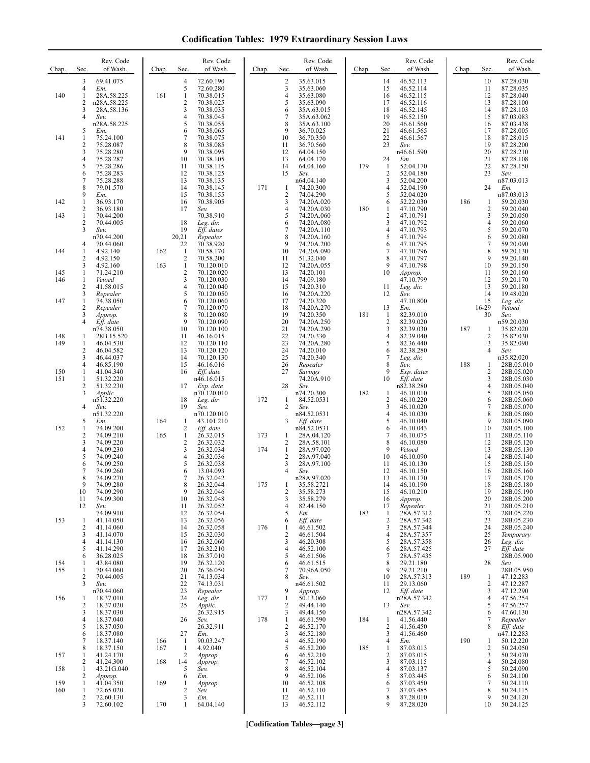# Codification Tables: 1979 Extraordinary Session Laws

| Chap. | Sec. | Rev. Code of Wash. |
|---|---|---|
| | 3 | 69.41.075 |
| | 4 | *Em.* |
| 140 | 1 | 28A.58.225 |
| | 2 | n28A.58.225 |
| | 3 | 28A.58.136 |
| | 4 | *Sev.* n28A.58.225 |
| | 5 | *Em.* |
| 141 | 1 | 75.24.100 |
| | 2 | 75.28.087 |
| | 3 | 75.28.280 |
| | 4 | 75.28.287 |
| | 5 | 75.28.286 |
| | 6 | 75.28.283 |
| | 7 | 75.28.288 |
| | 8 | 79.01.570 |
| | 9 | *Em.* |
| 142 | 1 | 36.93.170 |
| | 2 | 36.93.180 |
| 143 | 1 | 70.44.200 |
| | 2 | 70.44.005 |
| | 3 | *Sev.* n70.44.200 |
| | 4 | 70.44.060 |
| 144 | 1 | 4.92.140 |
| | 2 | 4.92.150 |
| | 3 | 4.92.160 |
| 145 | 1 | 71.24.210 |
| 146 | 1 | *Vetoed* |
| | 2 | 41.58.015 |
| | 3 | *Repealer* |
| 147 | 1 | 74.38.050 |
| | 2 | *Repealer* |
| | 3 | *Approp.* |
| | 4 | *Eff. date* n74.38.050 |
| 148 | 1 | 28B.15.520 |
| 149 | 1 | 46.04.530 |
| | 2 | 46.04.582 |
| | 3 | 46.44.037 |
| | 4 | 46.85.190 |
| 150 | 1 | 41.04.340 |
| 151 | 1 | 51.32.220 |
| | 2 | 51.32.230 |
| | 3 | *Applic.* n51.32.220 |
| | 4 | *Sev.* n51.32.220 |
| | 5 | *Em.* |
| 152 | 1 | 74.09.200 |
| | 2 | 74.09.210 |
| | 3 | 74.09.220 |
| | 4 | 74.09.230 |
| | 5 | 74.09.240 |
| | 6 | 74.09.250 |
| | 7 | 74.09.260 |
| | 8 | 74.09.270 |
| | 9 | 74.09.280 |
| | 10 | 74.09.290 |
| | 11 | 74.09.300 |
| | 12 | *Sev.* 74.09.910 |
| 153 | 1 | 41.14.050 |
| | 2 | 41.14.060 |
| | 3 | 41.14.070 |
| | 4 | 41.14.130 |
| | 5 | 41.14.290 |
| | 6 | 36.28.025 |
| 154 | 1 | 43.84.080 |
| 155 | 1 | 70.44.060 |
| | 2 | 70.44.005 |
| | 3 | *Sev.* n70.44.060 |
| 156 | 1 | 18.37.010 |
| | 2 | 18.37.020 |
| | 3 | 18.37.030 |
| | 4 | 18.37.040 |
| | 5 | 18.37.050 |
| | 6 | 18.37.080 |
| | 7 | 18.37.140 |
| | 8 | 18.37.150 |
| 157 | 1 | 41.24.170 |
| | 2 | 41.24.300 |
| 158 | 1 | 43.21G.040 |
| | 2 | *Approp.* |
| 159 | 1 | 41.04.350 |
| 160 | 1 | 72.65.020 |
| | 2 | 72.60.130 |
| | 3 | 72.60.102 |
| | 4 | 72.60.190 |
| | 5 | 72.60.280 |
| 161 | 1 | 70.38.015 |
| | 2 | 70.38.025 |
| | 3 | 70.38.035 |
| | 4 | 70.38.045 |
| | 5 | 70.38.055 |
| | 6 | 70.38.065 |
| | 7 | 70.38.075 |
| | 8 | 70.38.085 |
| | 9 | 70.38.095 |
| | 10 | 70.38.105 |
| | 11 | 70.38.115 |
| | 12 | 70.38.125 |
| | 13 | 70.38.135 |
| | 14 | 70.38.145 |
| | 15 | 70.38.155 |
| | 16 | 70.38.905 |
| | 17 | *Sev.* 70.38.910 |
| | 18 | *Leg. dir.* |
| | 19 | *Eff. dates* |
| | 20,21 | *Repealer* |
| | 22 | 70.38.920 |
| 162 | 1 | 70.58.170 |
| | 2 | 70.58.200 |
| 163 | 1 | 70.120.010 |
| | 2 | 70.120.020 |
| | 3 | 70.120.030 |
| | 4 | 70.120.040 |
| | 5 | 70.120.050 |
| | 6 | 70.120.060 |
| | 7 | 70.120.070 |
| | 8 | 70.120.080 |
| | 9 | 70.120.090 |
| | 10 | 70.120.100 |
| | 11 | 46.16.015 |
| | 12 | 70.120.110 |
| | 13 | 70.120.120 |
| | 14 | 70.120.130 |
| | 15 | 46.16.016 |
| | 16 | *Eff. date* n46.16.015 |
| | 17 | *Exp. date* n70.120.010 |
| | 18 | *Leg. dir* |
| | 19 | *Sev.* n70.120.010 |
| 164 | 1 | 43.101.210 |
| | 2 | *Eff. date* |
| 165 | 1 | 26.32.015 |
| | 2 | 26.32.032 |
| | 3 | 26.32.034 |
| | 4 | 26.32.036 |
| | 5 | 26.32.038 |
| | 6 | 13.04.093 |
| | 7 | 26.32.042 |
| | 8 | 26.32.044 |
| | 9 | 26.32.046 |
| | 10 | 26.32.048 |
| | 11 | 26.32.052 |
| | 12 | 26.32.054 |
| | 13 | 26.32.056 |
| | 14 | 26.32.058 |
| | 15 | 26.32.030 |
| | 16 | 26.32.060 |
| | 17 | 26.32.210 |
| | 18 | 26.37.010 |
| | 19 | 26.32.120 |
| | 20 | 26.36.050 |
| | 21 | 74.13.034 |
| | 22 | 74.13.031 |
| | 23 | *Repealer* |
| | 24 | *Leg. dir.* |
| | 25 | *Applic.* 26.32.915 |
| | 26 | *Sev.* 26.32.911 |
| | 27 | *Em.* |
| 166 | 1 | 90.03.247 |
| 167 | 1 | 4.92.040 |
| | 2 | *Approp.* |
| 168 | 1-4 | *Approp.* |
| | 5 | *Sev.* |
| | 6 | *Em.* |
| 169 | 1 | *Approp.* |
| | 2 | *Sev.* |
| | 3 | *Em.* |
| 170 | 1 | 64.04.140 |
| | 2 | 35.63.015 |
| | 3 | 35.63.060 |
| | 4 | 35.63.080 |
| | 5 | 35.63.090 |
| | 6 | 35A.63.015 |
| | 7 | 35A.63.062 |
| | 8 | 35A.63.100 |
| | 9 | 36.70.025 |
| | 10 | 36.70.350 |
| | 11 | 36.70.560 |
| | 12 | 64.04.150 |
| | 13 | 64.04.170 |
| | 14 | 64.04.160 |
| | 15 | *Sev.* n64.04.140 |
| 171 | 1 | 74.20.300 |
| | 2 | 74.04.290 |
| | 3 | 74.20A.020 |
| | 4 | 74.20A.030 |
| | 5 | 74.20A.060 |
| | 6 | 74.20A.080 |
| | 7 | 74.20A.110 |
| | 8 | 74.20A.160 |
| | 9 | 74.20A.200 |
| | 10 | 74.20A.090 |
| | 11 | 51.32.040 |
| | 12 | 74.20A.055 |
| | 13 | 74.20.101 |
| | 14 | 74.09.180 |
| | 15 | 74.20.310 |
| | 16 | 74.20A.220 |
| | 17 | 74.20.320 |
| | 18 | 74.20A.270 |
| | 19 | 74.20.350 |
| | 20 | 74.20A.250 |
| | 21 | 74.20A.290 |
| | 22 | 74.20.330 |
| | 23 | 74.20A.280 |
| | 24 | 74.20.010 |
| | 25 | 74.20.340 |
| | 26 | *Repealer* |
| | 27 | *Savings* 74.20A.910 |
| | 28 | *Sev.* n74.20.300 |
| 172 | 1 | 84.52.0531 |
| | 2 | *Sev.* n84.52.0531 |
| | 3 | *Eff. date* n84.52.0531 |
| 173 | 1 | 28A.04.120 |
| | 2 | 28A.58.101 |
| 174 | 1 | 28A.97.020 |
| | 2 | 28A.97.040 |
| | 3 | 28A.97.100 |
| | 4 | *Sev.* n28A.97.020 |
| 175 | 1 | 35.58.2721 |
| | 2 | 35.58.273 |
| | 3 | 35.58.279 |
| | 4 | 82.44.150 |
| | 5 | *Em.* |
| | 6 | *Eff. date* |
| 176 | 1 | 46.61.502 |
| | 2 | 46.61.504 |
| | 3 | 46.20.308 |
| | 4 | 46.52.100 |
| | 5 | 46.61.506 |
| | 6 | 46.61.515 |
| | 7 | 70.96A.050 |
| | 8 | *Sev.* n46.61.502 |
| | 9 | *Approp.* |
| 177 | 1 | 50.13.060 |
| | 2 | 49.44.140 |
| | 3 | 49.44.150 |
| 178 | 1 | 46.61.590 |
| | 2 | 46.52.170 |
| | 3 | 46.52.180 |
| | 4 | 46.52.190 |
| | 5 | 46.52.200 |
| | 6 | 46.52.210 |
| | 7 | 46.52.102 |
| | 8 | 46.52.104 |
| | 9 | 46.52.106 |
| | 10 | 46.52.108 |
| | 11 | 46.52.110 |
| | 12 | 46.52.111 |
| | 13 | 46.52.112 |
| | 14 | 46.52.113 |
| | 15 | 46.52.114 |
| | 16 | 46.52.115 |
| | 17 | 46.52.116 |
| | 18 | 46.52.145 |
| | 19 | 46.52.150 |
| | 20 | 46.61.560 |
| | 21 | 46.61.565 |
| | 22 | 46.61.567 |
| | 23 | *Sev.* n46.61.590 |
| | 24 | *Em.* |
| 179 | 1 | 52.04.170 |
| | 2 | 52.04.180 |
| | 3 | 52.04.200 |
| | 4 | 52.04.190 |
| | 5 | 52.04.020 |
| | 6 | 52.22.030 |
| 180 | 1 | 47.10.790 |
| | 2 | 47.10.791 |
| | 3 | 47.10.792 |
| | 4 | 47.10.793 |
| | 5 | 47.10.794 |
| | 6 | 47.10.795 |
| | 7 | 47.10.796 |
| | 8 | 47.10.797 |
| | 9 | 47.10.798 |
| | 10 | *Approp.* 47.10.799 |
| | 11 | *Leg. dir.* |
| | 12 | *Sev.* 47.10.800 |
| | 13 | *Em.* |
| 181 | 1 | 82.39.010 |
| | 2 | 82.39.020 |
| | 3 | 82.39.030 |
| | 4 | 82.39.040 |
| | 5 | 82.36.440 |
| | 6 | 82.38.280 |
| | 7 | *Leg. dir.* |
| | 8 | *Sev.* |
| | 9 | *Exp. dates* |
| | 10 | *Eff. date* n82.38.280 |
| 182 | 1 | 46.10.010 |
| | 2 | 46.10.220 |
| | 3 | 46.10.020 |
| | 4 | 46.10.030 |
| | 5 | 46.10.040 |
| | 6 | 46.10.043 |
| | 7 | 46.10.075 |
| | 8 | 46.10.080 |
| | 9 | *Vetoed* |
| | 10 | 46.10.090 |
| | 11 | 46.10.130 |
| | 12 | 46.10.150 |
| | 13 | 46.10.170 |
| | 14 | 46.10.190 |
| | 15 | 46.10.210 |
| | 16 | *Approp.* |
| | 17 | *Repealer* |
| 183 | 1 | 28A.57.312 |
| | 2 | 28A.57.342 |
| | 3 | 28A.57.344 |
| | 4 | 28A.57.357 |
| | 5 | 28A.57.358 |
| | 6 | 28A.57.425 |
| | 7 | 28A.57.435 |
| | 8 | 29.21.180 |
| | 9 | 29.21.210 |
| | 10 | 28A.57.313 |
| | 11 | 29.13.060 |
| | 12 | *Eff. date* n28A.57.342 |
| | 13 | *Sev.* n28A.57.342 |
| 184 | 1 | 41.56.440 |
| | 2 | 41.56.450 |
| | 3 | 41.56.460 |
| | 4 | *Em.* |
| 185 | 1 | 87.03.013 |
| | 2 | 87.03.015 |
| | 3 | 87.03.115 |
| | 4 | 87.03.137 |
| | 5 | 87.03.445 |
| | 6 | 87.03.450 |
| | 7 | 87.03.485 |
| | 8 | 87.28.010 |
| | 9 | 87.28.020 |
| | 10 | 87.28.030 |
| | 11 | 87.28.035 |
| | 12 | 87.28.040 |
| | 13 | 87.28.100 |
| | 14 | 87.28.103 |
| | 15 | 87.03.083 |
| | 16 | 87.03.438 |
| | 17 | 87.28.005 |
| | 18 | 87.28.015 |
| | 19 | 87.28.200 |
| | 20 | 87.28.210 |
| | 21 | 87.28.108 |
| | 22 | 87.28.150 |
| | 23 | *Sev.* n87.03.013 |
| | 24 | *Em.* n87.03.013 |
| 186 | 1 | 59.20.030 |
| | 2 | 59.20.040 |
| | 3 | 59.20.050 |
| | 4 | 59.20.060 |
| | 5 | 59.20.070 |
| | 6 | 59.20.080 |
| | 7 | 59.20.090 |
| | 8 | 59.20.130 |
| | 9 | 59.20.140 |
| | 10 | 59.20.150 |
| | 11 | 59.20.160 |
| | 12 | 59.20.170 |
| | 13 | 59.20.180 |
| | 14 | 19.48.020 |
| | 15 | *Leg. dir.* |
| | 16-29 | *Vetoed* |
| | 30 | *Sev.* n59.20.030 |
| 187 | 1 | 35.82.020 |
| | 2 | 35.82.030 |
| | 3 | 35.82.090 |
| | 4 | *Sev.* n35.82.020 |
| 188 | 1 | 28B.05.010 |
| | 2 | 28B.05.020 |
| | 3 | 28B.05.030 |
| | 4 | 28B.05.040 |
| | 5 | 28B.05.050 |
| | 6 | 28B.05.060 |
| | 7 | 28B.05.070 |
| | 8 | 28B.05.080 |
| | 9 | 28B.05.090 |
| | 10 | 28B.05.100 |
| | 11 | 28B.05.110 |
| | 12 | 28B.05.120 |
| | 13 | 28B.05.130 |
| | 14 | 28B.05.140 |
| | 15 | 28B.05.150 |
| | 16 | 28B.05.160 |
| | 17 | 28B.05.170 |
| | 18 | 28B.05.180 |
| | 19 | 28B.05.190 |
| | 20 | 28B.05.200 |
| | 21 | 28B.05.210 |
| | 22 | 28B.05.220 |
| | 23 | 28B.05.230 |
| | 24 | 28B.05.240 |
| | 25 | *Temporary* |
| | 26 | *Leg. dir.* |
| | 27 | *Eff. date* 28B.05.900 |
| | 28 | *Sev.* 28B.05.950 |
| 189 | 1 | 47.12.283 |
| | 2 | 47.12.287 |
| | 3 | 47.12.290 |
| | 4 | 47.56.254 |
| | 5 | 47.56.257 |
| | 6 | 47.60.130 |
| | 7 | *Repealer* |
| | 8 | *Eff. date* n47.12.283 |
| 190 | 1 | 50.12.220 |
| | 2 | 50.24.050 |
| | 3 | 50.24.070 |
| | 4 | 50.24.080 |
| | 5 | 50.24.090 |
| | 6 | 50.24.100 |
| | 7 | 50.24.110 |
| | 8 | 50.24.115 |
| | 9 | 50.24.120 |
| | 10 | 50.24.125 |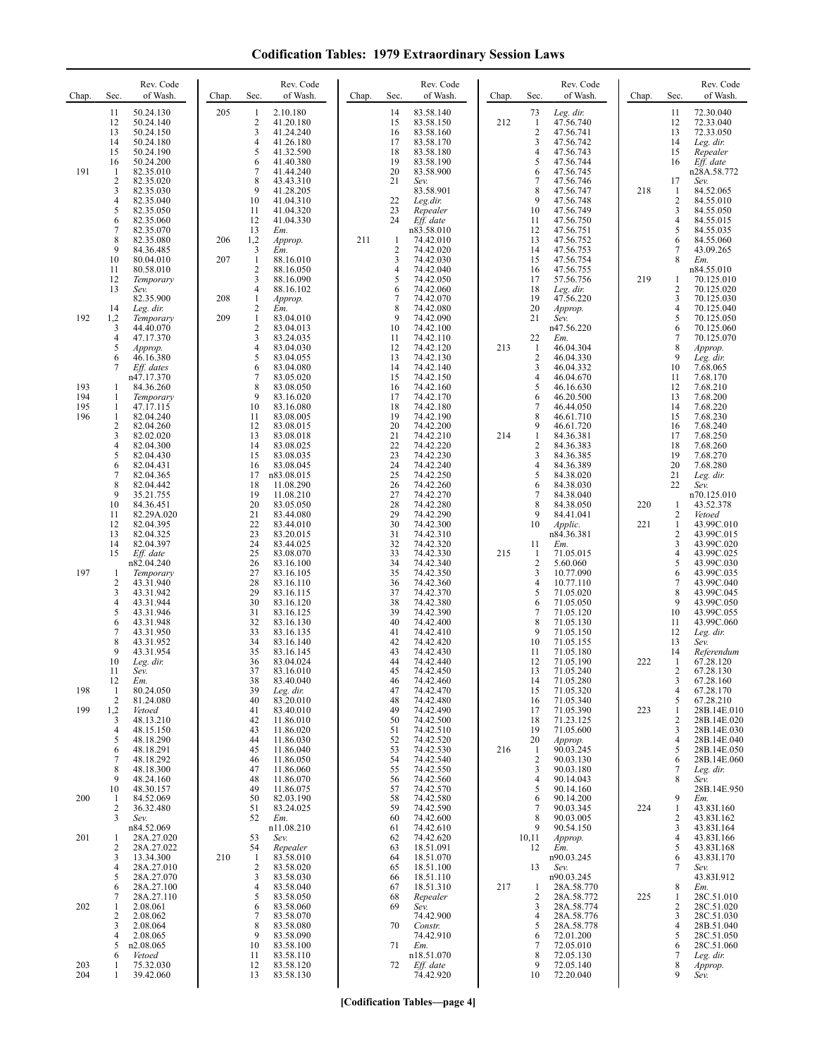# Codification Tables: 1979 Extraordinary Session Laws

| Chap. | Sec. | Rev. Code of Wash. |
|---|---|---|
| | 11 | 50.24.130 |
| | 12 | 50.24.140 |
| | 13 | 50.24.150 |
| | 14 | 50.24.180 |
| | 15 | 50.24.190 |
| | 16 | 50.24.200 |
| 191 | 1 | 82.35.010 |
| | 2 | 82.35.020 |
| | 3 | 82.35.030 |
| | 4 | 82.35.040 |
| | 5 | 82.35.050 |
| | 6 | 82.35.060 |
| | 7 | 82.35.070 |
| | 8 | 82.35.080 |
| | 9 | 84.36.485 |
| | 10 | 80.04.010 |
| | 11 | 80.58.010 |
| | 12 | *Temporary* |
| | 13 | *Sev.* 82.35.900 |
| | 14 | *Leg. dir.* |
| 192 | 1,2 | *Temporary* |
| | 3 | 44.40.070 |
| | 4 | 47.17.370 |
| | 5 | *Approp.* |
| | 6 | 46.16.380 |
| | 7 | *Eff. dates* n47.17.370 |
| 193 | 1 | 84.36.260 |
| 194 | 1 | *Temporary* |
| 195 | 1 | 47.17.115 |
| 196 | 1 | 82.04.240 |
| | 2 | 82.04.260 |
| | 3 | 82.02.020 |
| | 4 | 82.04.300 |
| | 5 | 82.04.430 |
| | 6 | 82.04.431 |
| | 7 | 82.04.365 |
| | 8 | 82.04.442 |
| | 9 | 35.21.755 |
| | 10 | 84.36.451 |
| | 11 | 82.29A.020 |
| | 12 | 82.04.395 |
| | 13 | 82.04.325 |
| | 14 | 82.04.397 |
| | 15 | *Eff. date* n82.04.240 |
| 197 | 1 | *Temporary* |
| | 2 | 43.31.940 |
| | 3 | 43.31.942 |
| | 4 | 43.31.944 |
| | 5 | 43.31.946 |
| | 6 | 43.31.948 |
| | 7 | 43.31.950 |
| | 8 | 43.31.952 |
| | 9 | 43.31.954 |
| | 10 | *Leg. dir.* |
| | 11 | *Sev.* |
| | 12 | *Em.* |
| 198 | 1 | 80.24.050 |
| | 2 | 81.24.080 |
| 199 | 1,2 | *Vetoed* |
| | 3 | 48.13.210 |
| | 4 | 48.15.150 |
| | 5 | 48.18.290 |
| | 6 | 48.18.291 |
| | 7 | 48.18.292 |
| | 8 | 48.18.300 |
| | 9 | 48.24.160 |
| | 10 | 48.30.157 |
| 200 | 1 | 84.52.069 |
| | 2 | 36.32.480 |
| | 3 | *Sev.* n84.52.069 |
| 201 | 1 | 28A.27.020 |
| | 2 | 28A.27.022 |
| | 3 | 13.34.300 |
| | 4 | 28A.27.010 |
| | 5 | 28A.27.070 |
| | 6 | 28A.27.100 |
| | 7 | 28A.27.110 |
| 202 | 1 | 2.08.061 |
| | 2 | 2.08.062 |
| | 3 | 2.08.064 |
| | 4 | 2.08.065 |
| | 5 | n2.08.065 |
| | 6 | *Vetoed* |
| 203 | 1 | 75.32.030 |
| 204 | 1 | 39.42.060 |
| 205 | 1 | 2.10.180 |
| | 2 | 41.20.180 |
| | 3 | 41.24.240 |
| | 4 | 41.26.180 |
| | 5 | 41.32.590 |
| | 6 | 41.40.380 |
| | 7 | 41.44.240 |
| | 8 | 43.43.310 |
| | 9 | 41.28.205 |
| | 10 | 41.04.310 |
| | 11 | 41.04.320 |
| | 12 | 41.04.330 |
| | 13 | *Em.* |
| 206 | 1,2 | *Approp.* |
| | 3 | *Em.* |
| 207 | 1 | 88.16.010 |
| | 2 | 88.16.050 |
| | 3 | 88.16.090 |
| | 4 | 88.16.102 |
| 208 | 1 | *Approp.* |
| | 2 | *Em.* |
| 209 | 1 | 83.04.010 |
| | 2 | 83.04.013 |
| | 3 | 83.24.035 |
| | 4 | 83.04.030 |
| | 5 | 83.04.055 |
| | 6 | 83.04.080 |
| | 7 | 83.05.020 |
| | 8 | 83.08.050 |
| | 9 | 83.16.020 |
| | 10 | 83.16.080 |
| | 11 | 83.08.005 |
| | 12 | 83.08.015 |
| | 13 | 83.08.018 |
| | 14 | 83.08.025 |
| | 15 | 83.08.035 |
| | 16 | 83.08.045 |
| | 17 | n83.08.015 |
| | 18 | 11.08.290 |
| | 19 | 11.08.210 |
| | 20 | 83.05.050 |
| | 21 | 83.44.080 |
| | 22 | 83.44.010 |
| | 23 | 83.20.015 |
| | 24 | 83.44.025 |
| | 25 | 83.08.070 |
| | 26 | 83.16.100 |
| | 27 | 83.16.105 |
| | 28 | 83.16.110 |
| | 29 | 83.16.115 |
| | 30 | 83.16.120 |
| | 31 | 83.16.125 |
| | 32 | 83.16.130 |
| | 33 | 83.16.135 |
| | 34 | 83.16.140 |
| | 35 | 83.16.145 |
| | 36 | 83.04.024 |
| | 37 | 83.16.010 |
| | 38 | 83.40.040 |
| | 39 | *Leg. dir.* |
| | 40 | 83.20.010 |
| | 41 | 83.40.010 |
| | 42 | 11.86.010 |
| | 43 | 11.86.020 |
| | 44 | 11.86.030 |
| | 45 | 11.86.040 |
| | 46 | 11.86.050 |
| | 47 | 11.86.060 |
| | 48 | 11.86.070 |
| | 49 | 11.86.075 |
| | 50 | 82.03.190 |
| | 51 | 83.24.025 |
| | 52 | *Em.* n11.08.210 |
| | 53 | *Sev.* |
| | 54 | *Repealer* |
| 210 | 1 | 83.58.010 |
| | 2 | 83.58.020 |
| | 3 | 83.58.030 |
| | 4 | 83.58.040 |
| | 5 | 83.58.050 |
| | 6 | 83.58.060 |
| | 7 | 83.58.070 |
| | 8 | 83.58.080 |
| | 9 | 83.58.090 |
| | 10 | 83.58.100 |
| | 11 | 83.58.110 |
| | 12 | 83.58.120 |
| | 13 | 83.58.130 |
| | 14 | 83.58.140 |
| | 15 | 83.58.150 |
| | 16 | 83.58.160 |
| | 17 | 83.58.170 |
| | 18 | 83.58.180 |
| | 19 | 83.58.190 |
| | 20 | 83.58.900 |
| | 21 | *Sev.* 83.58.901 |
| | 22 | *Leg.dir.* |
| | 23 | *Repealer* |
| | 24 | *Eff. date* n83.58.010 |
| 211 | 1 | 74.42.010 |
| | 2 | 74.42.020 |
| | 3 | 74.42.030 |
| | 4 | 74.42.040 |
| | 5 | 74.42.050 |
| | 6 | 74.42.060 |
| | 7 | 74.42.070 |
| | 8 | 74.42.080 |
| | 9 | 74.42.090 |
| | 10 | 74.42.100 |
| | 11 | 74.42.110 |
| | 12 | 74.42.120 |
| | 13 | 74.42.130 |
| | 14 | 74.42.140 |
| | 15 | 74.42.150 |
| | 16 | 74.42.160 |
| | 17 | 74.42.170 |
| | 18 | 74.42.180 |
| | 19 | 74.42.190 |
| | 20 | 74.42.200 |
| | 21 | 74.42.210 |
| | 22 | 74.42.220 |
| | 23 | 74.42.230 |
| | 24 | 74.42.240 |
| | 25 | 74.42.250 |
| | 26 | 74.42.260 |
| | 27 | 74.42.270 |
| | 28 | 74.42.280 |
| | 29 | 74.42.290 |
| | 30 | 74.42.300 |
| | 31 | 74.42.310 |
| | 32 | 74.42.320 |
| | 33 | 74.42.330 |
| | 34 | 74.42.340 |
| | 35 | 74.42.350 |
| | 36 | 74.42.360 |
| | 37 | 74.42.370 |
| | 38 | 74.42.380 |
| | 39 | 74.42.390 |
| | 40 | 74.42.400 |
| | 41 | 74.42.410 |
| | 42 | 74.42.420 |
| | 43 | 74.42.430 |
| | 44 | 74.42.440 |
| | 45 | 74.42.450 |
| | 46 | 74.42.460 |
| | 47 | 74.42.470 |
| | 48 | 74.42.480 |
| | 49 | 74.42.490 |
| | 50 | 74.42.500 |
| | 51 | 74.42.510 |
| | 52 | 74.42.520 |
| | 53 | 74.42.530 |
| | 54 | 74.42.540 |
| | 55 | 74.42.550 |
| | 56 | 74.42.560 |
| | 57 | 74.42.570 |
| | 58 | 74.42.580 |
| | 59 | 74.42.590 |
| | 60 | 74.42.600 |
| | 61 | 74.42.610 |
| | 62 | 74.42.620 |
| | 63 | 18.51.091 |
| | 64 | 18.51.070 |
| | 65 | 18.51.100 |
| | 66 | 18.51.110 |
| | 67 | 18.51.310 |
| | 68 | *Repealer* |
| | 69 | *Sev.* 74.42.900 |
| | 70 | *Constr.* 74.42.910 |
| | 71 | *Em.* n18.51.070 |
| | 72 | *Eff. date* 74.42.920 |
| | 73 | *Leg. dir.* |
| 212 | 1 | 47.56.740 |
| | 2 | 47.56.741 |
| | 3 | 47.56.742 |
| | 4 | 47.56.743 |
| | 5 | 47.56.744 |
| | 6 | 47.56.745 |
| | 7 | 47.56.746 |
| | 8 | 47.56.747 |
| | 9 | 47.56.748 |
| | 10 | 47.56.749 |
| | 11 | 47.56.750 |
| | 12 | 47.56.751 |
| | 13 | 47.56.752 |
| | 14 | 47.56.753 |
| | 15 | 47.56.754 |
| | 16 | 47.56.755 |
| | 17 | 57.56.756 |
| | 18 | *Leg. dir.* |
| | 19 | 47.56.220 |
| | 20 | *Approp.* |
| | 21 | *Sev.* n47.56.220 |
| | 22 | *Em.* |
| 213 | 1 | 46.04.304 |
| | 2 | 46.04.330 |
| | 3 | 46.04.332 |
| | 4 | 46.04.670 |
| | 5 | 46.16.630 |
| | 6 | 46.20.500 |
| | 7 | 46.44.050 |
| | 8 | 46.61.710 |
| | 9 | 46.61.720 |
| 214 | 1 | 84.36.381 |
| | 2 | 84.36.383 |
| | 3 | 84.36.385 |
| | 4 | 84.36.389 |
| | 5 | 84.38.020 |
| | 6 | 84.38.030 |
| | 7 | 84.38.040 |
| | 8 | 84.38.050 |
| | 9 | 84.41.041 |
| | 10 | *Applic.* n84.36.381 |
| | 11 | *Em.* |
| 215 | 1 | 71.05.015 |
| | 2 | 5.60.060 |
| | 3 | 10.77.090 |
| | 4 | 10.77.110 |
| | 5 | 71.05.020 |
| | 6 | 71.05.050 |
| | 7 | 71.05.120 |
| | 8 | 71.05.130 |
| | 9 | 71.05.150 |
| | 10 | 71.05.155 |
| | 11 | 71.05.180 |
| | 12 | 71.05.190 |
| | 13 | 71.05.240 |
| | 14 | 71.05.280 |
| | 15 | 71.05.320 |
| | 16 | 71.05.340 |
| | 17 | 71.05.390 |
| | 18 | 71.23.125 |
| | 19 | 71.05.600 |
| | 20 | *Approp.* |
| 216 | 1 | 90.03.245 |
| | 2 | 90.03.130 |
| | 3 | 90.03.180 |
| | 4 | 90.14.043 |
| | 5 | 90.14.160 |
| | 6 | 90.14.200 |
| | 7 | 90.03.345 |
| | 8 | 90.03.005 |
| | 9 | 90.54.150 |
| | 10,11 | *Approp.* |
| | 12 | *Em.* n90.03.245 |
| | 13 | *Sev.* n90.03.245 |
| 217 | 1 | 28A.58.770 |
| | 2 | 28A.58.772 |
| | 3 | 28A.58.774 |
| | 4 | 28A.58.776 |
| | 5 | 28A.58.778 |
| | 6 | 72.01.200 |
| | 7 | 72.05.010 |
| | 8 | 72.05.130 |
| | 9 | 72.05.140 |
| | 10 | 72.20.040 |
| | 11 | 72.30.040 |
| | 12 | 72.33.040 |
| | 13 | 72.33.050 |
| | 14 | *Leg. dir.* |
| | 15 | *Repealer* |
| | 16 | *Eff. date* n28A.58.772 |
| | 17 | *Sev.* |
| 218 | 1 | 84.52.065 |
| | 2 | 84.55.010 |
| | 3 | 84.55.050 |
| | 4 | 84.55.015 |
| | 5 | 84.55.035 |
| | 6 | 84.55.060 |
| | 7 | 43.09.265 |
| | 8 | *Em.* n84.55.010 |
| 219 | 1 | 70.125.010 |
| | 2 | 70.125.020 |
| | 3 | 70.125.030 |
| | 4 | 70.125.040 |
| | 5 | 70.125.050 |
| | 6 | 70.125.060 |
| | 7 | 70.125.070 |
| | 8 | *Approp.* |
| | 9 | *Leg. dir.* |
| | 10 | 7.68.065 |
| | 11 | 7.68.170 |
| | 12 | 7.68.210 |
| | 13 | 7.68.200 |
| | 14 | 7.68.220 |
| | 15 | 7.68.230 |
| | 16 | 7.68.240 |
| | 17 | 7.68.250 |
| | 18 | 7.68.260 |
| | 19 | 7.68.270 |
| | 20 | 7.68.280 |
| | 21 | *Leg. dir.* |
| | 22 | *Sev.* n70.125.010 |
| 220 | 1 | 43.52.378 |
| | 2 | *Vetoed* |
| 221 | 1 | 43.99C.010 |
| | 2 | 43.99C.015 |
| | 3 | 43.99C.020 |
| | 4 | 43.99C.025 |
| | 5 | 43.99C.030 |
| | 6 | 43.99C.035 |
| | 7 | 43.99C.040 |
| | 8 | 43.99C.045 |
| | 9 | 43.99C.050 |
| | 10 | 43.99C.055 |
| | 11 | 43.99C.060 |
| | 12 | *Leg. dir.* |
| | 13 | *Sev.* |
| | 14 | *Referendum* |
| 222 | 1 | 67.28.120 |
| | 2 | 67.28.130 |
| | 3 | 67.28.160 |
| | 4 | 67.28.170 |
| | 5 | 67.28.210 |
| 223 | 1 | 28B.14E.010 |
| | 2 | 28B.14E.020 |
| | 3 | 28B.14E.030 |
| | 4 | 28B.14E.040 |
| | 5 | 28B.14E.050 |
| | 6 | 28B.14E.060 |
| | 7 | *Leg. dir.* |
| | 8 | *Sev.* 28B.14E.950 |
| | 9 | *Em.* |
| 224 | 1 | 43.83I.160 |
| | 2 | 43.83I.162 |
| | 3 | 43.83I.164 |
| | 4 | 43.83I.166 |
| | 5 | 43.83I.168 |
| | 6 | 43.83I.170 |
| | 7 | *Sev.* 43.83I.912 |
| | 8 | *Em.* |
| 225 | 1 | 28C.51.010 |
| | 2 | 28C.51.020 |
| | 3 | 28C.51.030 |
| | 4 | 28B.51.040 |
| | 5 | 28C.51.050 |
| | 6 | 28C.51.060 |
| | 7 | *Leg. dir.* |
| | 8 | *Approp.* |
| | 9 | *Sev.* |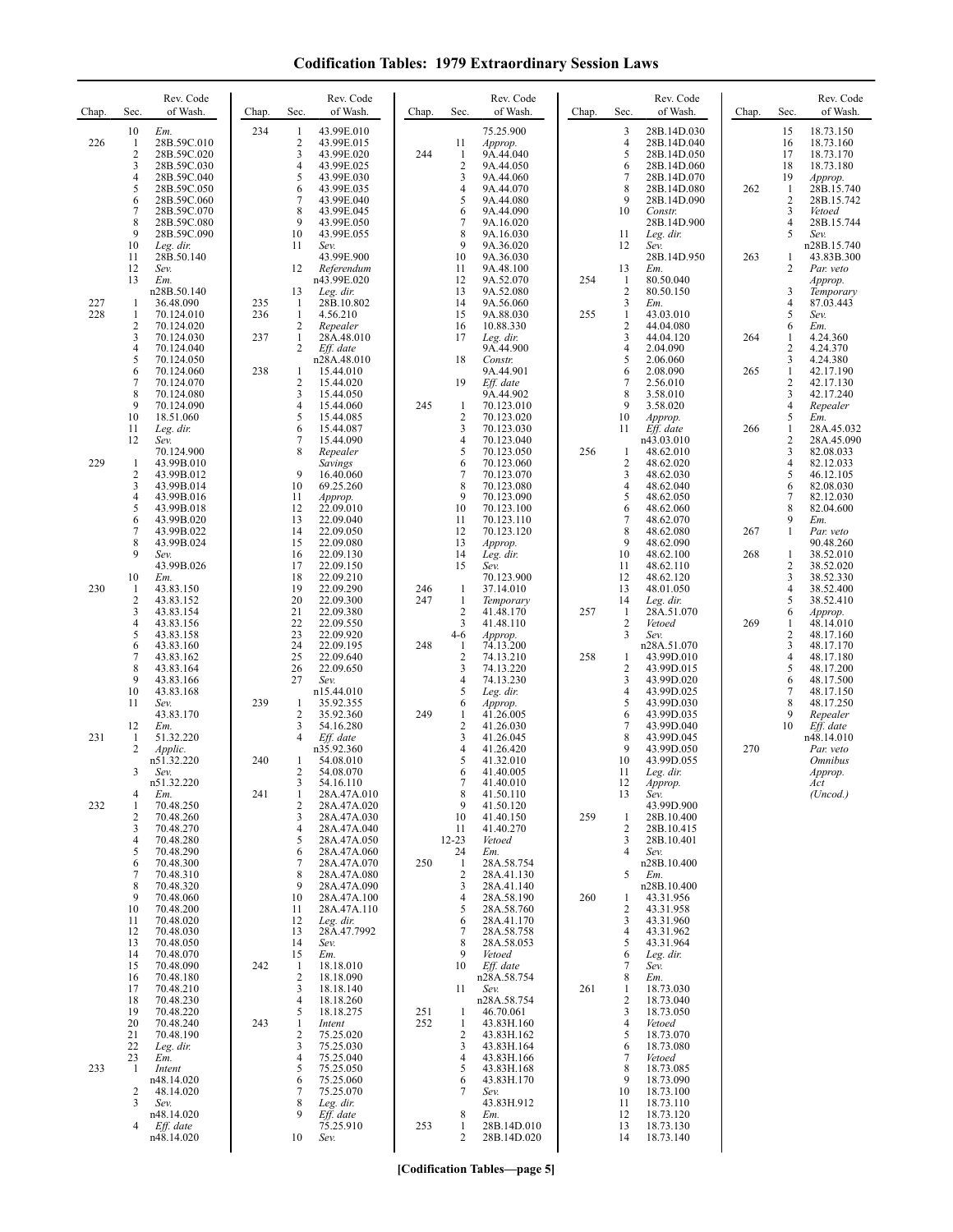# Codification Tables: 1979 Extraordinary Session Laws

| Chap. | Sec. | Rev. Code of Wash. |
|---|---|---|
| | 10 | *Em.* |
| 226 | 1 | 28B.59C.010 |
| | 2 | 28B.59C.020 |
| | 3 | 28B.59C.030 |
| | 4 | 28B.59C.040 |
| | 5 | 28B.59C.050 |
| | 6 | 28B.59C.060 |
| | 7 | 28B.59C.070 |
| | 8 | 28B.59C.080 |
| | 9 | 28B.59C.090 |
| | 10 | *Leg. dir.* |
| | 11 | 28B.50.140 |
| | 12 | *Sev.* |
| | 13 | *Em.* |
| | | n28B.50.140 |
| 227 | 1 | 36.48.090 |
| 228 | 1 | 70.124.010 |
| | 2 | 70.124.020 |
| | 3 | 70.124.030 |
| | 4 | 70.124.040 |
| | 5 | 70.124.050 |
| | 6 | 70.124.060 |
| | 7 | 70.124.070 |
| | 8 | 70.124.080 |
| | 9 | 70.124.090 |
| | 10 | 18.51.060 |
| | 11 | *Leg. dir.* |
| | 12 | *Sev.* |
| | | 70.124.900 |
| 229 | 1 | 43.99B.010 |
| | 2 | 43.99B.012 |
| | 3 | 43.99B.014 |
| | 4 | 43.99B.016 |
| | 5 | 43.99B.018 |
| | 6 | 43.99B.020 |
| | 7 | 43.99B.022 |
| | 8 | 43.99B.024 |
| | 9 | *Sev.* |
| | | 43.99B.026 |
| | 10 | *Em.* |
| 230 | 1 | 43.83.150 |
| | 2 | 43.83.152 |
| | 3 | 43.83.154 |
| | 4 | 43.83.156 |
| | 5 | 43.83.158 |
| | 6 | 43.83.160 |
| | 7 | 43.83.162 |
| | 8 | 43.83.164 |
| | 9 | 43.83.166 |
| | 10 | 43.83.168 |
| | 11 | *Sev.* |
| | | 43.83.170 |
| | 12 | *Em.* |
| 231 | 1 | 51.32.220 |
| | 2 | *Applic.* |
| | | n51.32.220 |
| | 3 | *Sev.* |
| | | n51.32.220 |
| | 4 | *Em.* |
| 232 | 1 | 70.48.250 |
| | 2 | 70.48.260 |
| | 3 | 70.48.270 |
| | 4 | 70.48.280 |
| | 5 | 70.48.290 |
| | 6 | 70.48.300 |
| | 7 | 70.48.310 |
| | 8 | 70.48.320 |
| | 9 | 70.48.060 |
| | 10 | 70.48.200 |
| | 11 | 70.48.020 |
| | 12 | 70.48.030 |
| | 13 | 70.48.050 |
| | 14 | 70.48.070 |
| | 15 | 70.48.090 |
| | 16 | 70.48.180 |
| | 17 | 70.48.210 |
| | 18 | 70.48.230 |
| | 19 | 70.48.220 |
| | 20 | 70.48.240 |
| | 21 | 70.48.190 |
| | 22 | *Leg. dir.* |
| | 23 | *Em.* |
| 233 | 1 | *Intent* |
| | | n48.14.020 |
| | 2 | 48.14.020 |
| | 3 | *Sev.* |
| | | n48.14.020 |
| | 4 | *Eff. date* |
| | | n48.14.020 |
| 234 | 1 | 43.99E.010 |
| | 2 | 43.99E.015 |
| | 3 | 43.99E.020 |
| | 4 | 43.99E.025 |
| | 5 | 43.99E.030 |
| | 6 | 43.99E.035 |
| | 7 | 43.99E.040 |
| | 8 | 43.99E.045 |
| | 9 | 43.99E.050 |
| | 10 | 43.99E.055 |
| | 11 | *Sev.* |
| | | 43.99E.900 |
| | 12 | *Referendum* |
| | | n43.99E.020 |
| | 13 | *Leg. dir.* |
| 235 | 1 | 28B.10.802 |
| 236 | 1 | 4.56.210 |
| | 2 | *Repealer* |
| 237 | 1 | 28A.48.010 |
| | 2 | *Eff. date* |
| | | n28A.48.010 |
| 238 | 1 | 15.44.010 |
| | 2 | 15.44.020 |
| | 3 | 15.44.050 |
| | 4 | 15.44.060 |
| | 5 | 15.44.085 |
| | 6 | 15.44.087 |
| | 7 | 15.44.090 |
| | 8 | *Repealer* |
| | | *Savings* |
| | 9 | 16.40.060 |
| | 10 | 69.25.260 |
| | 11 | *Approp.* |
| | 12 | 22.09.010 |
| | 13 | 22.09.040 |
| | 14 | 22.09.050 |
| | 15 | 22.09.080 |
| | 16 | 22.09.130 |
| | 17 | 22.09.150 |
| | 18 | 22.09.210 |
| | 19 | 22.09.290 |
| | 20 | 22.09.300 |
| | 21 | 22.09.380 |
| | 22 | 22.09.550 |
| | 23 | 22.09.920 |
| | 24 | 22.09.195 |
| | 25 | 22.09.640 |
| | 26 | 22.09.650 |
| | 27 | *Sev.* |
| | | n15.44.010 |
| 239 | 1 | 35.92.355 |
| | 2 | 35.92.360 |
| | 3 | 54.16.280 |
| | 4 | *Eff. date* |
| | | n35.92.360 |
| 240 | 1 | 54.08.010 |
| | 2 | 54.08.070 |
| | 3 | 54.16.110 |
| 241 | 1 | 28A.47A.010 |
| | 2 | 28A.47A.020 |
| | 3 | 28A.47A.030 |
| | 4 | 28A.47A.040 |
| | 5 | 28A.47A.050 |
| | 6 | 28A.47A.060 |
| | 7 | 28A.47A.070 |
| | 8 | 28A.47A.080 |
| | 9 | 28A.47A.090 |
| | 10 | 28A.47A.100 |
| | 11 | 28A.47A.110 |
| | 12 | *Leg. dir.* |
| | 13 | 28A.47.7992 |
| | 14 | *Sev.* |
| | 15 | *Em.* |
| 242 | 1 | 18.18.010 |
| | 2 | 18.18.090 |
| | 3 | 18.18.140 |
| | 4 | 18.18.260 |
| | 5 | 18.18.275 |
| 243 | 1 | *Intent* |
| | 2 | 75.25.020 |
| | 3 | 75.25.030 |
| | 4 | 75.25.040 |
| | 5 | 75.25.050 |
| | 6 | 75.25.060 |
| | 7 | 75.25.070 |
| | 8 | *Leg. dir.* |
| | 9 | *Eff. date* |
| | | 75.25.910 |
| | 10 | *Sev.* |
| | | 75.25.900 |
| | 11 | *Approp.* |
| 244 | 1 | 9A.44.040 |
| | 2 | 9A.44.050 |
| | 3 | 9A.44.060 |
| | 4 | 9A.44.070 |
| | 5 | 9A.44.080 |
| | 6 | 9A.44.090 |
| | 7 | 9A.16.020 |
| | 8 | 9A.16.030 |
| | 9 | 9A.36.020 |
| | 10 | 9A.36.030 |
| | 11 | 9A.48.100 |
| | 12 | 9A.52.070 |
| | 13 | 9A.52.080 |
| | 14 | 9A.56.060 |
| | 15 | 9A.88.030 |
| | 16 | 10.88.330 |
| | 17 | *Leg. dir.* |
| | | 9A.44.900 |
| | 18 | *Constr.* |
| | | 9A.44.901 |
| | 19 | *Eff. date* |
| | | 9A.44.902 |
| 245 | 1 | 70.123.010 |
| | 2 | 70.123.020 |
| | 3 | 70.123.030 |
| | 4 | 70.123.040 |
| | 5 | 70.123.050 |
| | 6 | 70.123.060 |
| | 7 | 70.123.070 |
| | 8 | 70.123.080 |
| | 9 | 70.123.090 |
| | 10 | 70.123.100 |
| | 11 | 70.123.110 |
| | 12 | 70.123.120 |
| | 13 | *Approp.* |
| | 14 | *Leg. dir.* |
| | 15 | *Sev.* |
| | | 70.123.900 |
| 246 | 1 | 37.14.010 |
| 247 | 1 | *Temporary* |
| | 2 | 41.48.170 |
| | 3 | 41.48.110 |
| | 4-6 | *Approp.* |
| 248 | 1 | 74.13.200 |
| | 2 | 74.13.210 |
| | 3 | 74.13.220 |
| | 4 | 74.13.230 |
| | 5 | *Leg. dir.* |
| | 6 | *Approp.* |
| 249 | 1 | 41.26.005 |
| | 2 | 41.26.030 |
| | 3 | 41.26.045 |
| | 4 | 41.26.420 |
| | 5 | 41.32.010 |
| | 6 | 41.40.005 |
| | 7 | 41.40.010 |
| | 8 | 41.50.110 |
| | 9 | 41.50.120 |
| | 10 | 41.40.150 |
| | 11 | 41.40.270 |
| | 12-23 | *Vetoed* |
| | 24 | *Em.* |
| 250 | 1 | 28A.58.754 |
| | 2 | 28A.41.130 |
| | 3 | 28A.41.140 |
| | 4 | 28A.58.190 |
| | 5 | 28A.58.760 |
| | 6 | 28A.41.170 |
| | 7 | 28A.58.758 |
| | 8 | 28A.58.053 |
| | 9 | *Vetoed* |
| | 10 | *Eff. date* |
| | | n28A.58.754 |
| | 11 | *Sev.* |
| | | n28A.58.754 |
| 251 | 1 | 46.70.061 |
| 252 | 1 | 43.83H.160 |
| | 2 | 43.83H.162 |
| | 3 | 43.83H.164 |
| | 4 | 43.83H.166 |
| | 5 | 43.83H.168 |
| | 6 | 43.83H.170 |
| | 7 | *Sev.* |
| | | 43.83H.912 |
| | 8 | *Em.* |
| 253 | 1 | 28B.14D.010 |
| | 2 | 28B.14D.020 |
| | 3 | 28B.14D.030 |
| | 4 | 28B.14D.040 |
| | 5 | 28B.14D.050 |
| | 6 | 28B.14D.060 |
| | 7 | 28B.14D.070 |
| | 8 | 28B.14D.080 |
| | 9 | 28B.14D.090 |
| | 10 | *Constr.* |
| | | 28B.14D.900 |
| | 11 | *Leg. dir.* |
| | 12 | *Sev.* |
| | | 28B.14D.950 |
| | 13 | *Em.* |
| 254 | 1 | 80.50.040 |
| | 2 | 80.50.150 |
| | 3 | *Em.* |
| 255 | 1 | 43.03.010 |
| | 2 | 44.04.080 |
| | 3 | 44.04.120 |
| | 4 | 2.04.090 |
| | 5 | 2.06.060 |
| | 6 | 2.08.090 |
| | 7 | 2.56.010 |
| | 8 | 3.58.010 |
| | 9 | 3.58.020 |
| | 10 | *Approp.* |
| | 11 | *Eff. date* |
| | | n43.03.010 |
| 256 | 1 | 48.62.010 |
| | 2 | 48.62.020 |
| | 3 | 48.62.030 |
| | 4 | 48.62.040 |
| | 5 | 48.62.050 |
| | 6 | 48.62.060 |
| | 7 | 48.62.070 |
| | 8 | 48.62.080 |
| | 9 | 48.62.090 |
| | 10 | 48.62.100 |
| | 11 | 48.62.110 |
| | 12 | 48.62.120 |
| | 13 | 48.01.050 |
| | 14 | *Leg. dir.* |
| 257 | 1 | 28A.51.070 |
| | 2 | *Vetoed* |
| | 3 | *Sev.* |
| | | n28A.51.070 |
| 258 | 1 | 43.99D.010 |
| | 2 | 43.99D.015 |
| | 3 | 43.99D.020 |
| | 4 | 43.99D.025 |
| | 5 | 43.99D.030 |
| | 6 | 43.99D.035 |
| | 7 | 43.99D.040 |
| | 8 | 43.99D.045 |
| | 9 | 43.99D.050 |
| | 10 | 43.99D.055 |
| | 11 | *Leg. dir.* |
| | 12 | *Approp.* |
| | 13 | *Sev.* |
| | | 43.99D.900 |
| 259 | 1 | 28B.10.400 |
| | 2 | 28B.10.415 |
| | 3 | 28B.10.401 |
| | 4 | *Sev.* |
| | | n28B.10.400 |
| | 5 | *Em.* |
| | | n28B.10.400 |
| 260 | 1 | 43.31.956 |
| | 2 | 43.31.958 |
| | 3 | 43.31.960 |
| | 4 | 43.31.962 |
| | 5 | 43.31.964 |
| | 6 | *Leg. dir.* |
| | 7 | *Sev.* |
| | 8 | *Em.* |
| 261 | 1 | 18.73.030 |
| | 2 | 18.73.040 |
| | 3 | 18.73.050 |
| | 4 | *Vetoed* |
| | 5 | 18.73.070 |
| | 6 | 18.73.080 |
| | 7 | *Vetoed* |
| | 8 | 18.73.085 |
| | 9 | 18.73.090 |
| | 10 | 18.73.100 |
| | 11 | 18.73.110 |
| | 12 | 18.73.120 |
| | 13 | 18.73.130 |
| | 14 | 18.73.140 |
| | 15 | 18.73.150 |
| | 16 | 18.73.160 |
| | 17 | 18.73.170 |
| | 18 | 18.73.180 |
| | 19 | *Approp.* |
| 262 | 1 | 28B.15.740 |
| | 2 | 28B.15.742 |
| | 3 | *Vetoed* |
| | 4 | 28B.15.744 |
| | 5 | *Sev.* |
| | | n28B.15.740 |
| 263 | 1 | 43.83B.300 |
| | 2 | *Par. veto* |
| | | *Approp.* |
| | 3 | *Temporary* |
| | 4 | 87.03.443 |
| | 5 | *Sev.* |
| | 6 | *Em.* |
| 264 | 1 | 4.24.360 |
| | 2 | 4.24.370 |
| | 3 | 4.24.380 |
| 265 | 1 | 42.17.190 |
| | 2 | 42.17.130 |
| | 3 | 42.17.240 |
| | 4 | *Repealer* |
| | 5 | *Em.* |
| 266 | 1 | 28A.45.032 |
| | 2 | 28A.45.090 |
| | 3 | 82.08.033 |
| | 4 | 82.12.033 |
| | 5 | 46.12.105 |
| | 6 | 82.08.030 |
| | 7 | 82.12.030 |
| | 8 | 82.04.600 |
| | 9 | *Em.* |
| 267 | 1 | *Par. veto* |
| | | 90.48.260 |
| 268 | 1 | 38.52.010 |
| | 2 | 38.52.020 |
| | 3 | 38.52.330 |
| | 4 | 38.52.400 |
| | 5 | 38.52.410 |
| | 6 | *Approp.* |
| 269 | 1 | 48.14.010 |
| | 2 | 48.17.160 |
| | 3 | 48.17.170 |
| | 4 | 48.17.180 |
| | 5 | 48.17.200 |
| | 6 | 48.17.500 |
| | 7 | 48.17.150 |
| | 8 | 48.17.250 |
| | 9 | *Repealer* |
| | 10 | *Eff. date* |
| | | n48.14.010 |
| 270 | | *Par. veto* |
| | | *Omnibus* |
| | | *Approp.* |
| | | *Act* |
| | | *(Uncod.)* |